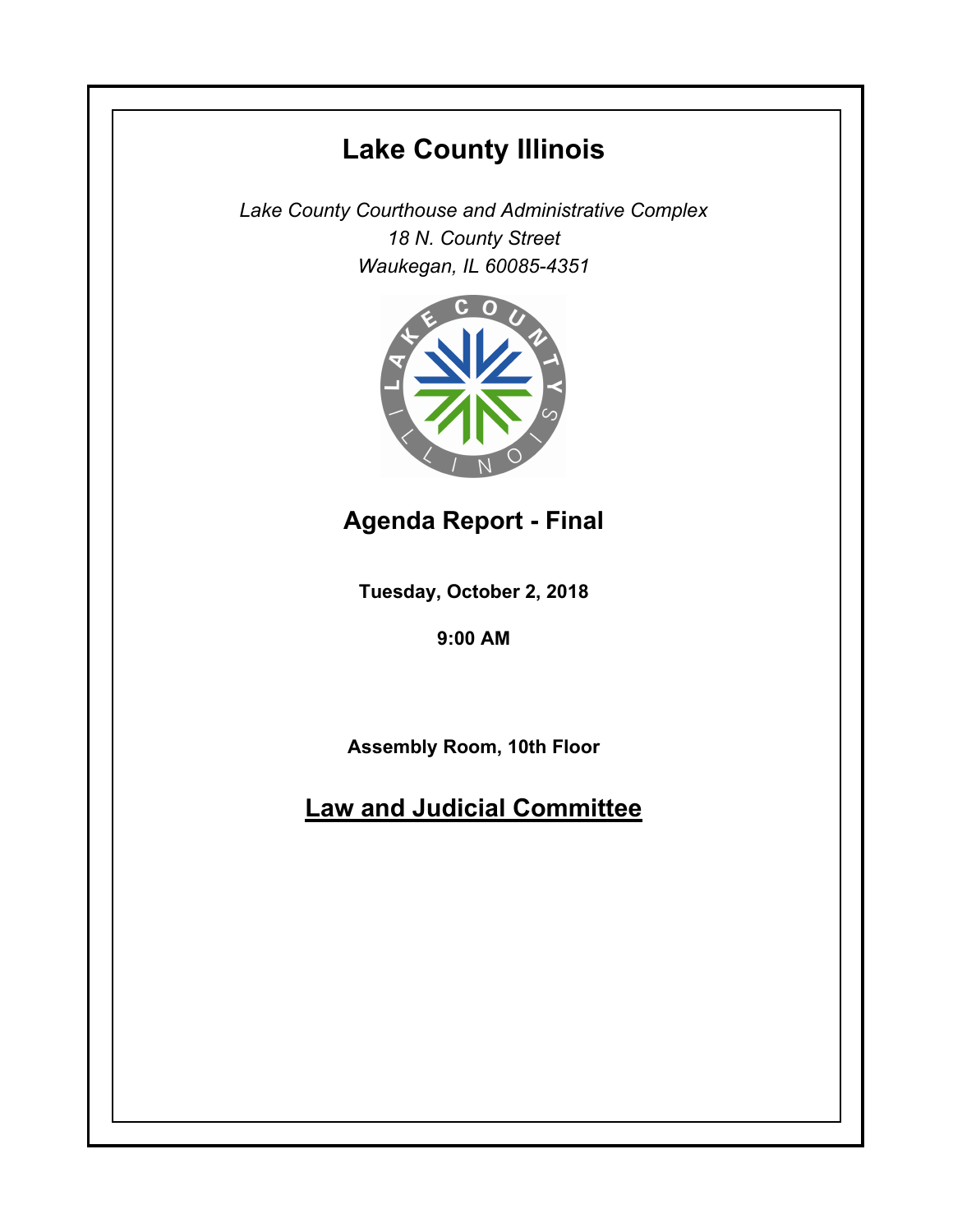# Lake County Illinois

*Lake County Courthouse and Administrative Complex*
*18 N. County Street*
*Waukegan, IL 60085-4351*

## Agenda Report - Final

**Tuesday, October 2, 2018**

**9:00 AM**

**Assembly Room, 10th Floor**

## Law and Judicial Committee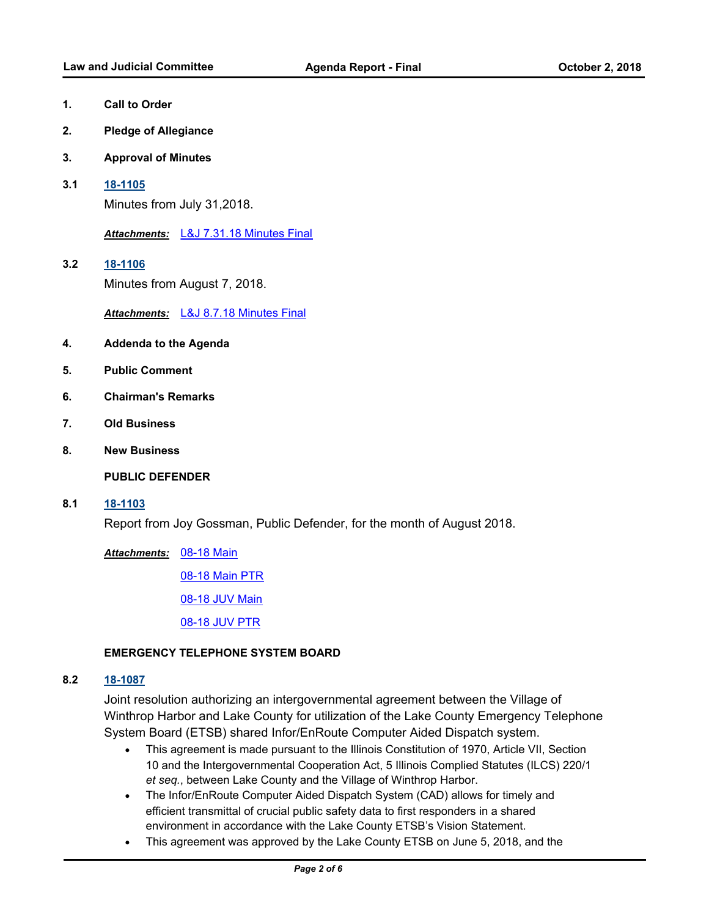1. **Call to Order**

2. **Pledge of Allegiance**

3. **Approval of Minutes**

3.1 **18-1105**

Minutes from July 31,2018.

***Attachments:*** L&J 7.31.18 Minutes Final

3.2 **18-1106**

Minutes from August 7, 2018.

***Attachments:*** L&J 8.7.18 Minutes Final

4. **Addenda to the Agenda**

5. **Public Comment**

6. **Chairman's Remarks**

7. **Old Business**

8. **New Business**

**PUBLIC DEFENDER**

8.1 **18-1103**

Report from Joy Gossman, Public Defender, for the month of August 2018.

***Attachments:*** 08-18 Main

08-18 Main PTR

08-18 JUV Main

08-18 JUV PTR

**EMERGENCY TELEPHONE SYSTEM BOARD**

8.2 **18-1087**

Joint resolution authorizing an intergovernmental agreement between the Village of Winthrop Harbor and Lake County for utilization of the Lake County Emergency Telephone System Board (ETSB) shared Infor/EnRoute Computer Aided Dispatch system.

- This agreement is made pursuant to the Illinois Constitution of 1970, Article VII, Section 10 and the Intergovernmental Cooperation Act, 5 Illinois Complied Statutes (ILCS) 220/1 *et seq.*, between Lake County and the Village of Winthrop Harbor.
- The Infor/EnRoute Computer Aided Dispatch System (CAD) allows for timely and efficient transmittal of crucial public safety data to first responders in a shared environment in accordance with the Lake County ETSB's Vision Statement.
- This agreement was approved by the Lake County ETSB on June 5, 2018, and the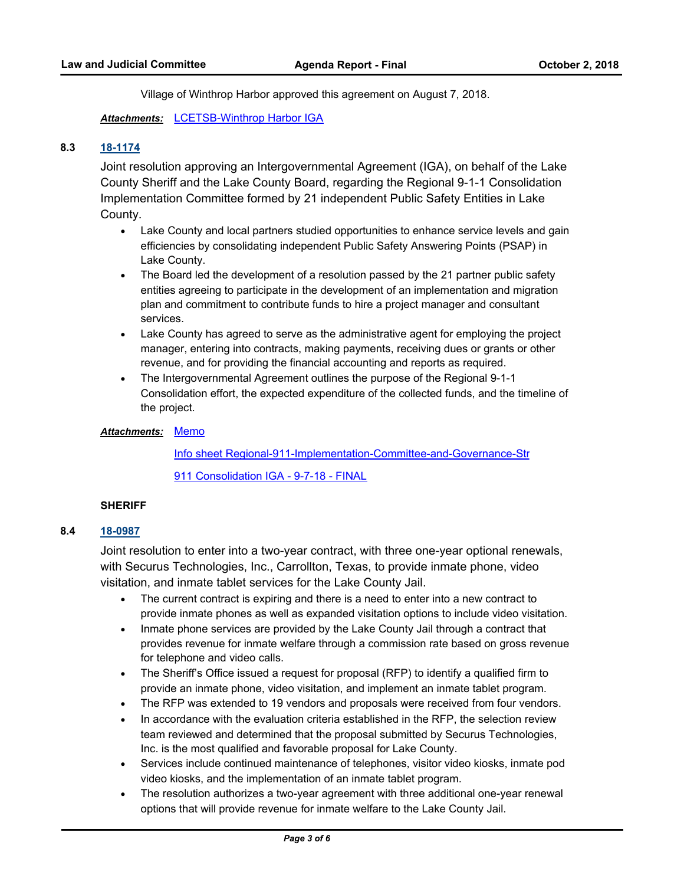Village of Winthrop Harbor approved this agreement on August 7, 2018.

***Attachments:*** LCETSB-Winthrop Harbor IGA

**8.3** **18-1174**

Joint resolution approving an Intergovernmental Agreement (IGA), on behalf of the Lake County Sheriff and the Lake County Board, regarding the Regional 9-1-1 Consolidation Implementation Committee formed by 21 independent Public Safety Entities in Lake County.

- Lake County and local partners studied opportunities to enhance service levels and gain efficiencies by consolidating independent Public Safety Answering Points (PSAP) in Lake County.
- The Board led the development of a resolution passed by the 21 partner public safety entities agreeing to participate in the development of an implementation and migration plan and commitment to contribute funds to hire a project manager and consultant services.
- Lake County has agreed to serve as the administrative agent for employing the project manager, entering into contracts, making payments, receiving dues or grants or other revenue, and for providing the financial accounting and reports as required.
- The Intergovernmental Agreement outlines the purpose of the Regional 9-1-1 Consolidation effort, the expected expenditure of the collected funds, and the timeline of the project.

***Attachments:*** Memo

Info sheet Regional-911-Implementation-Committee-and-Governance-Str

911 Consolidation IGA - 9-7-18 - FINAL

**SHERIFF**

**8.4** **18-0987**

Joint resolution to enter into a two-year contract, with three one-year optional renewals, with Securus Technologies, Inc., Carrollton, Texas, to provide inmate phone, video visitation, and inmate tablet services for the Lake County Jail.

- The current contract is expiring and there is a need to enter into a new contract to provide inmate phones as well as expanded visitation options to include video visitation.
- Inmate phone services are provided by the Lake County Jail through a contract that provides revenue for inmate welfare through a commission rate based on gross revenue for telephone and video calls.
- The Sheriff's Office issued a request for proposal (RFP) to identify a qualified firm to provide an inmate phone, video visitation, and implement an inmate tablet program.
- The RFP was extended to 19 vendors and proposals were received from four vendors.
- In accordance with the evaluation criteria established in the RFP, the selection review team reviewed and determined that the proposal submitted by Securus Technologies, Inc. is the most qualified and favorable proposal for Lake County.
- Services include continued maintenance of telephones, visitor video kiosks, inmate pod video kiosks, and the implementation of an inmate tablet program.
- The resolution authorizes a two-year agreement with three additional one-year renewal options that will provide revenue for inmate welfare to the Lake County Jail.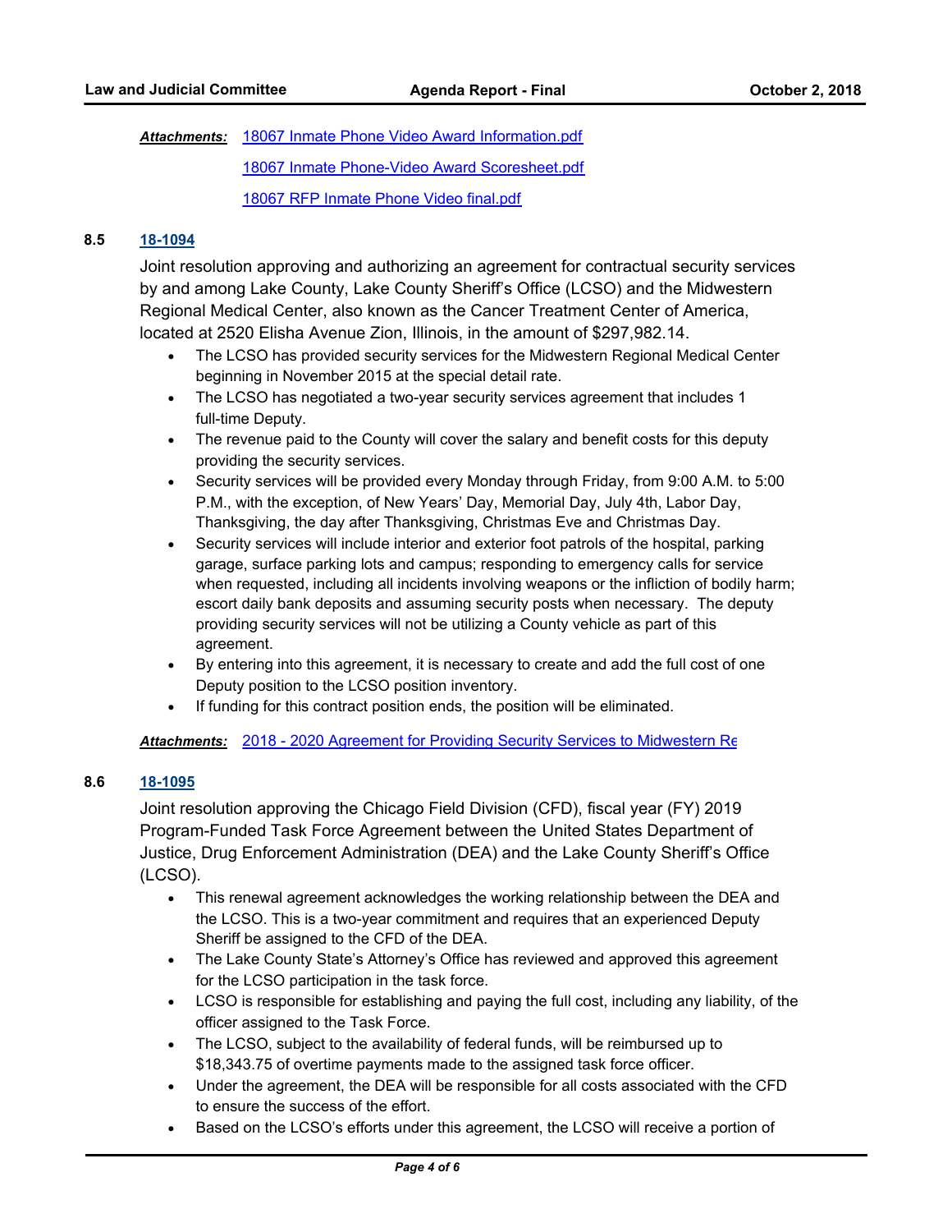***Attachments:*** 18067 Inmate Phone Video Award Information.pdf

18067 Inmate Phone-Video Award Scoresheet.pdf

18067 RFP Inmate Phone Video final.pdf

**8.5** **18-1094**

Joint resolution approving and authorizing an agreement for contractual security services by and among Lake County, Lake County Sheriff's Office (LCSO) and the Midwestern Regional Medical Center, also known as the Cancer Treatment Center of America, located at 2520 Elisha Avenue Zion, Illinois, in the amount of $297,982.14.

- The LCSO has provided security services for the Midwestern Regional Medical Center beginning in November 2015 at the special detail rate.
- The LCSO has negotiated a two-year security services agreement that includes 1 full-time Deputy.
- The revenue paid to the County will cover the salary and benefit costs for this deputy providing the security services.
- Security services will be provided every Monday through Friday, from 9:00 A.M. to 5:00 P.M., with the exception, of New Years' Day, Memorial Day, July 4th, Labor Day, Thanksgiving, the day after Thanksgiving, Christmas Eve and Christmas Day.
- Security services will include interior and exterior foot patrols of the hospital, parking garage, surface parking lots and campus; responding to emergency calls for service when requested, including all incidents involving weapons or the infliction of bodily harm; escort daily bank deposits and assuming security posts when necessary. The deputy providing security services will not be utilizing a County vehicle as part of this agreement.
- By entering into this agreement, it is necessary to create and add the full cost of one Deputy position to the LCSO position inventory.
- If funding for this contract position ends, the position will be eliminated.

***Attachments:*** 2018 - 2020 Agreement for Providing Security Services to Midwestern Re

**8.6** **18-1095**

Joint resolution approving the Chicago Field Division (CFD), fiscal year (FY) 2019 Program-Funded Task Force Agreement between the United States Department of Justice, Drug Enforcement Administration (DEA) and the Lake County Sheriff's Office (LCSO).

- This renewal agreement acknowledges the working relationship between the DEA and the LCSO. This is a two-year commitment and requires that an experienced Deputy Sheriff be assigned to the CFD of the DEA.
- The Lake County State's Attorney's Office has reviewed and approved this agreement for the LCSO participation in the task force.
- LCSO is responsible for establishing and paying the full cost, including any liability, of the officer assigned to the Task Force.
- The LCSO, subject to the availability of federal funds, will be reimbursed up to $18,343.75 of overtime payments made to the assigned task force officer.
- Under the agreement, the DEA will be responsible for all costs associated with the CFD to ensure the success of the effort.
- Based on the LCSO's efforts under this agreement, the LCSO will receive a portion of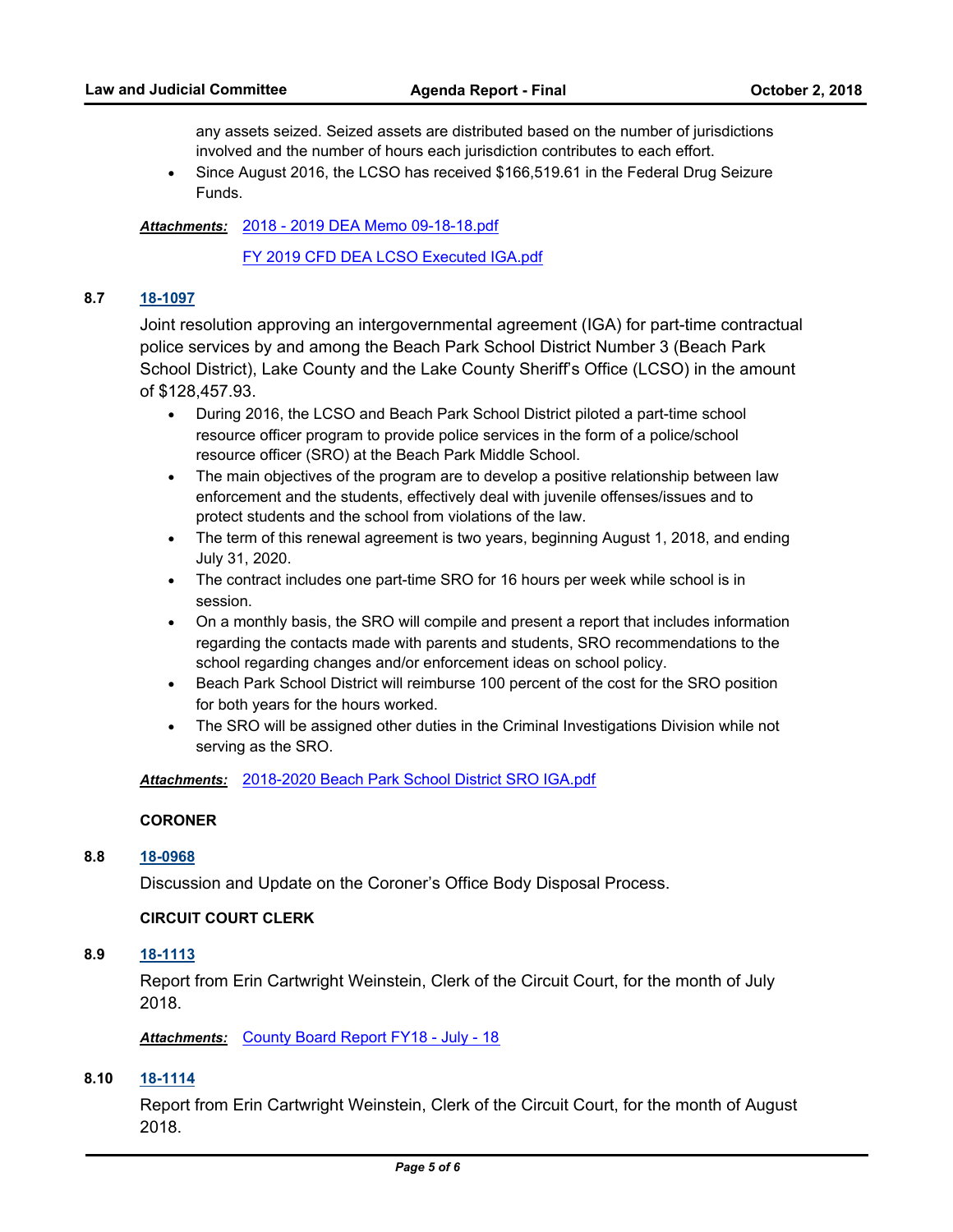any assets seized. Seized assets are distributed based on the number of jurisdictions involved and the number of hours each jurisdiction contributes to each effort.

- Since August 2016, the LCSO has received $166,519.61 in the Federal Drug Seizure Funds.

***Attachments:*** 2018 - 2019 DEA Memo 09-18-18.pdf

FY 2019 CFD DEA LCSO Executed IGA.pdf

**8.7** **18-1097**

Joint resolution approving an intergovernmental agreement (IGA) for part-time contractual police services by and among the Beach Park School District Number 3 (Beach Park School District), Lake County and the Lake County Sheriff's Office (LCSO) in the amount of $128,457.93.

- During 2016, the LCSO and Beach Park School District piloted a part-time school resource officer program to provide police services in the form of a police/school resource officer (SRO) at the Beach Park Middle School.
- The main objectives of the program are to develop a positive relationship between law enforcement and the students, effectively deal with juvenile offenses/issues and to protect students and the school from violations of the law.
- The term of this renewal agreement is two years, beginning August 1, 2018, and ending July 31, 2020.
- The contract includes one part-time SRO for 16 hours per week while school is in session.
- On a monthly basis, the SRO will compile and present a report that includes information regarding the contacts made with parents and students, SRO recommendations to the school regarding changes and/or enforcement ideas on school policy.
- Beach Park School District will reimburse 100 percent of the cost for the SRO position for both years for the hours worked.
- The SRO will be assigned other duties in the Criminal Investigations Division while not serving as the SRO.

***Attachments:*** 2018-2020 Beach Park School District SRO IGA.pdf

**CORONER**

**8.8** **18-0968**

Discussion and Update on the Coroner's Office Body Disposal Process.

**CIRCUIT COURT CLERK**

**8.9** **18-1113**

Report from Erin Cartwright Weinstein, Clerk of the Circuit Court, for the month of July 2018.

***Attachments:*** County Board Report FY18 - July - 18

**8.10** **18-1114**

Report from Erin Cartwright Weinstein, Clerk of the Circuit Court, for the month of August 2018.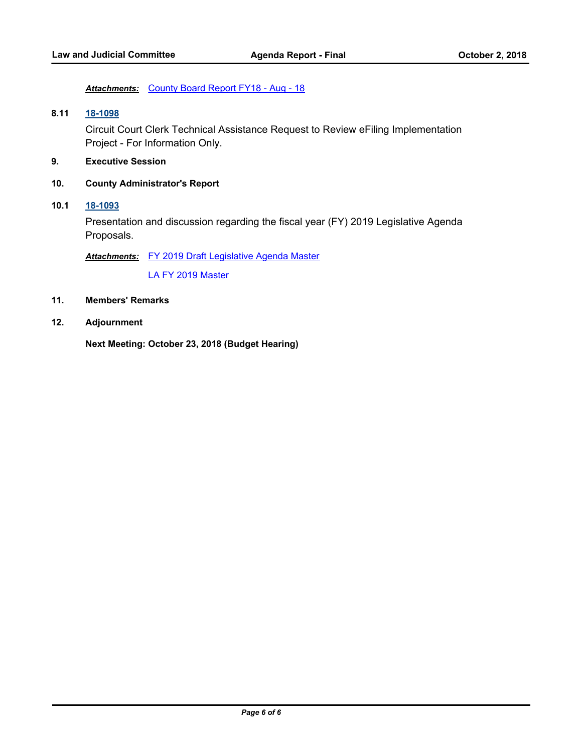***Attachments:*** County Board Report FY18 - Aug - 18

**8.11** **18-1098**

Circuit Court Clerk Technical Assistance Request to Review eFiling Implementation Project - For Information Only.

**9. Executive Session**

**10. County Administrator's Report**

**10.1** **18-1093**

Presentation and discussion regarding the fiscal year (FY) 2019 Legislative Agenda Proposals.

***Attachments:*** FY 2019 Draft Legislative Agenda Master

LA FY 2019 Master

**11. Members' Remarks**

**12. Adjournment**

**Next Meeting: October 23, 2018 (Budget Hearing)**